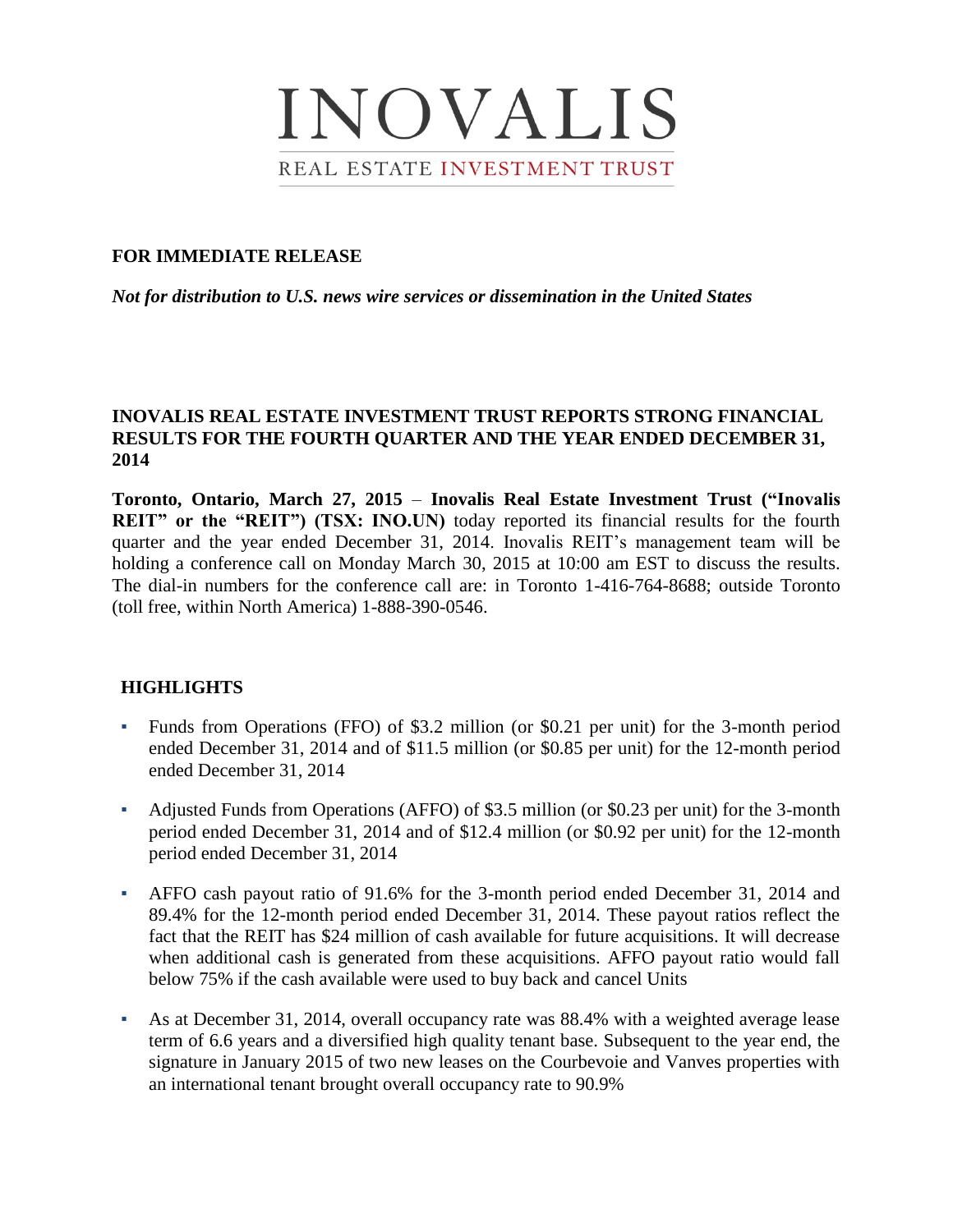# INOVALIS

REAL ESTATE INVESTMENT TRUST

**FOR IMMEDIATE RELEASE**

***Not for distribution to U.S. news wire services or dissemination in the United States***

## INOVALIS REAL ESTATE INVESTMENT TRUST REPORTS STRONG FINANCIAL RESULTS FOR THE FOURTH QUARTER AND THE YEAR ENDED DECEMBER 31, 2014

**Toronto, Ontario, March 27, 2015** – **Inovalis Real Estate Investment Trust ("Inovalis REIT" or the "REIT") (TSX: INO.UN)** today reported its financial results for the fourth quarter and the year ended December 31, 2014. Inovalis REIT's management team will be holding a conference call on Monday March 30, 2015 at 10:00 am EST to discuss the results. The dial-in numbers for the conference call are: in Toronto 1-416-764-8688; outside Toronto (toll free, within North America) 1-888-390-0546.

## HIGHLIGHTS

- Funds from Operations (FFO) of $3.2 million (or $0.21 per unit) for the 3-month period ended December 31, 2014 and of $11.5 million (or $0.85 per unit) for the 12-month period ended December 31, 2014
- Adjusted Funds from Operations (AFFO) of $3.5 million (or $0.23 per unit) for the 3-month period ended December 31, 2014 and of $12.4 million (or $0.92 per unit) for the 12-month period ended December 31, 2014
- AFFO cash payout ratio of 91.6% for the 3-month period ended December 31, 2014 and 89.4% for the 12-month period ended December 31, 2014. These payout ratios reflect the fact that the REIT has $24 million of cash available for future acquisitions. It will decrease when additional cash is generated from these acquisitions. AFFO payout ratio would fall below 75% if the cash available were used to buy back and cancel Units
- As at December 31, 2014, overall occupancy rate was 88.4% with a weighted average lease term of 6.6 years and a diversified high quality tenant base. Subsequent to the year end, the signature in January 2015 of two new leases on the Courbevoie and Vanves properties with an international tenant brought overall occupancy rate to 90.9%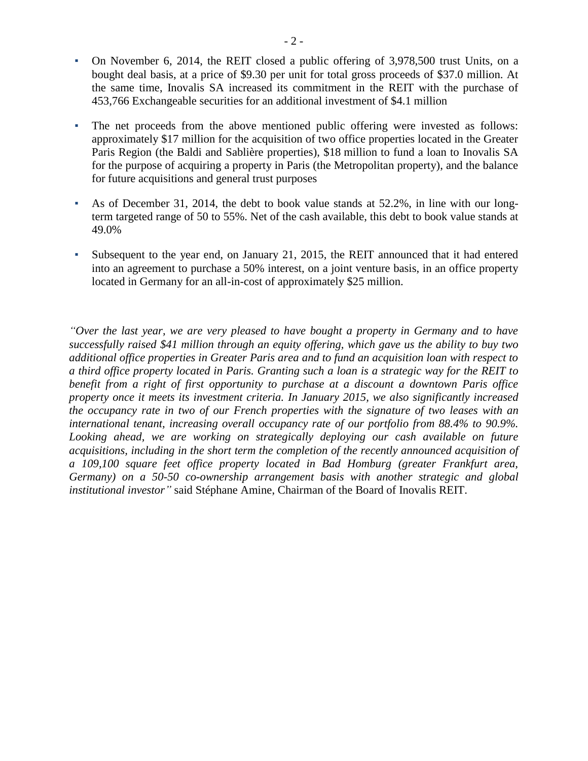- On November 6, 2014, the REIT closed a public offering of 3,978,500 trust Units, on a bought deal basis, at a price of $9.30 per unit for total gross proceeds of $37.0 million. At the same time, Inovalis SA increased its commitment in the REIT with the purchase of 453,766 Exchangeable securities for an additional investment of $4.1 million

- The net proceeds from the above mentioned public offering were invested as follows: approximately $17 million for the acquisition of two office properties located in the Greater Paris Region (the Baldi and Sablière properties), $18 million to fund a loan to Inovalis SA for the purpose of acquiring a property in Paris (the Metropolitan property), and the balance for future acquisitions and general trust purposes

- As of December 31, 2014, the debt to book value stands at 52.2%, in line with our long-term targeted range of 50 to 55%. Net of the cash available, this debt to book value stands at 49.0%

- Subsequent to the year end, on January 21, 2015, the REIT announced that it had entered into an agreement to purchase a 50% interest, on a joint venture basis, in an office property located in Germany for an all-in-cost of approximately $25 million.

*"Over the last year, we are very pleased to have bought a property in Germany and to have successfully raised $41 million through an equity offering, which gave us the ability to buy two additional office properties in Greater Paris area and to fund an acquisition loan with respect to a third office property located in Paris. Granting such a loan is a strategic way for the REIT to benefit from a right of first opportunity to purchase at a discount a downtown Paris office property once it meets its investment criteria. In January 2015, we also significantly increased the occupancy rate in two of our French properties with the signature of two leases with an international tenant, increasing overall occupancy rate of our portfolio from 88.4% to 90.9%. Looking ahead, we are working on strategically deploying our cash available on future acquisitions, including in the short term the completion of the recently announced acquisition of a 109,100 square feet office property located in Bad Homburg (greater Frankfurt area, Germany) on a 50-50 co-ownership arrangement basis with another strategic and global institutional investor"* said Stéphane Amine, Chairman of the Board of Inovalis REIT.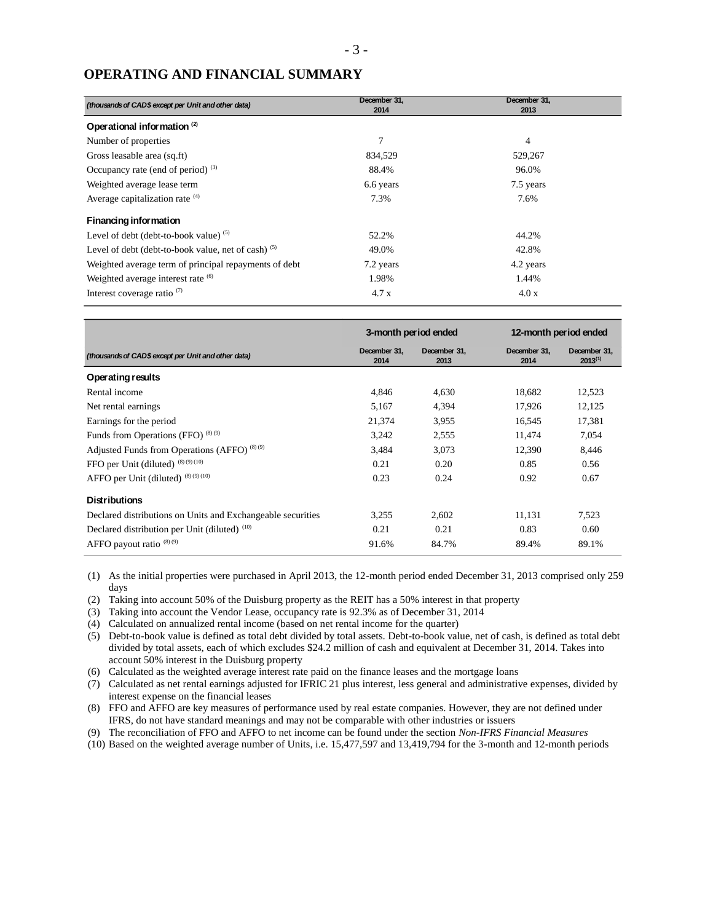## OPERATING AND FINANCIAL SUMMARY

| *(thousands of CAD$ except per Unit and other data)* | December 31, 2014 | December 31, 2013 |
|---|---|---|
| **Operational information** [(2)] | | |
| Number of properties | 7 | 4 |
| Gross leasable area (sq.ft) | 834,529 | 529,267 |
| Occupancy rate (end of period) [(3)] | 88.4% | 96.0% |
| Weighted average lease term | 6.6 years | 7.5 years |
| Average capitalization rate [(4)] | 7.3% | 7.6% |
| **Financing information** | | |
| Level of debt (debt-to-book value) [(5)] | 52.2% | 44.2% |
| Level of debt (debt-to-book value, net of cash) [(5)] | 49.0% | 42.8% |
| Weighted average term of principal repayments of debt | 7.2 years | 4.2 years |
| Weighted average interest rate [(6)] | 1.98% | 1.44% |
| Interest coverage ratio [(7)] | 4.7 x | 4.0 x |

| | 3-month period ended | | 12-month period ended | |
|---|---|---|---|---|
| *(thousands of CAD$ except per Unit and other data)* | December 31, 2014 | December 31, 2013 | December 31, 2014 | December 31, 2013[(1)] |
| **Operating results** | | | | |
| Rental income | 4,846 | 4,630 | 18,682 | 12,523 |
| Net rental earnings | 5,167 | 4,394 | 17,926 | 12,125 |
| Earnings for the period | 21,374 | 3,955 | 16,545 | 17,381 |
| Funds from Operations (FFO) [(8) (9)] | 3,242 | 2,555 | 11,474 | 7,054 |
| Adjusted Funds from Operations (AFFO) [(8) (9)] | 3,484 | 3,073 | 12,390 | 8,446 |
| FFO per Unit (diluted) [(8) (9) (10)] | 0.21 | 0.20 | 0.85 | 0.56 |
| AFFO per Unit (diluted) [(8) (9) (10)] | 0.23 | 0.24 | 0.92 | 0.67 |
| **Distributions** | | | | |
| Declared distributions on Units and Exchangeable securities | 3,255 | 2,602 | 11,131 | 7,523 |
| Declared distribution per Unit (diluted) [(10)] | 0.21 | 0.21 | 0.83 | 0.60 |
| AFFO payout ratio [(8) (9)] | 91.6% | 84.7% | 89.4% | 89.1% |

(1) As the initial properties were purchased in April 2013, the 12-month period ended December 31, 2013 comprised only 259 days
(2) Taking into account 50% of the Duisburg property as the REIT has a 50% interest in that property
(3) Taking into account the Vendor Lease, occupancy rate is 92.3% as of December 31, 2014
(4) Calculated on annualized rental income (based on net rental income for the quarter)
(5) Debt-to-book value is defined as total debt divided by total assets. Debt-to-book value, net of cash, is defined as total debt divided by total assets, each of which excludes $24.2 million of cash and equivalent at December 31, 2014. Takes into account 50% interest in the Duisburg property
(6) Calculated as the weighted average interest rate paid on the finance leases and the mortgage loans
(7) Calculated as net rental earnings adjusted for IFRIC 21 plus interest, less general and administrative expenses, divided by interest expense on the financial leases
(8) FFO and AFFO are key measures of performance used by real estate companies. However, they are not defined under IFRS, do not have standard meanings and may not be comparable with other industries or issuers
(9) The reconciliation of FFO and AFFO to net income can be found under the section *Non-IFRS Financial Measures*
(10) Based on the weighted average number of Units, i.e. 15,477,597 and 13,419,794 for the 3-month and 12-month periods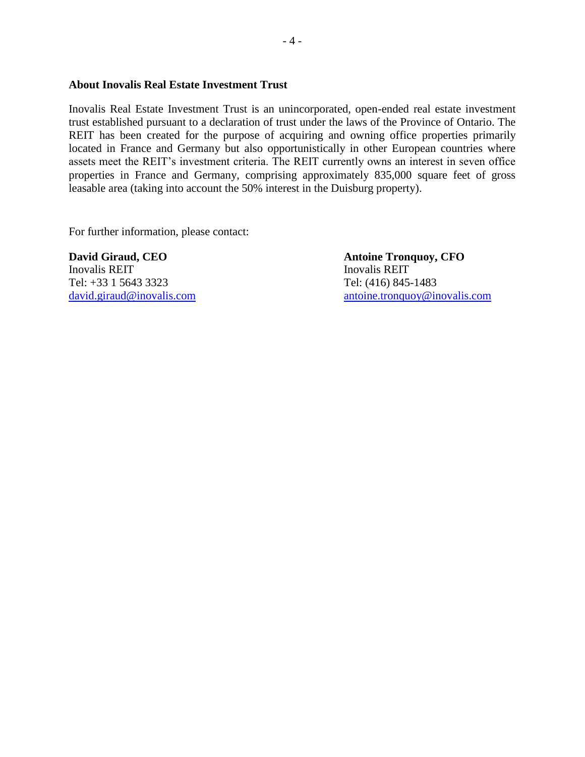**About Inovalis Real Estate Investment Trust**

Inovalis Real Estate Investment Trust is an unincorporated, open-ended real estate investment trust established pursuant to a declaration of trust under the laws of the Province of Ontario. The REIT has been created for the purpose of acquiring and owning office properties primarily located in France and Germany but also opportunistically in other European countries where assets meet the REIT's investment criteria. The REIT currently owns an interest in seven office properties in France and Germany, comprising approximately 835,000 square feet of gross leasable area (taking into account the 50% interest in the Duisburg property).

For further information, please contact:

**David Giraud, CEO**
Inovalis REIT
Tel: +33 1 5643 3323
david.giraud@inovalis.com

**Antoine Tronquoy, CFO**
Inovalis REIT
Tel: (416) 845-1483
antoine.tronquoy@inovalis.com